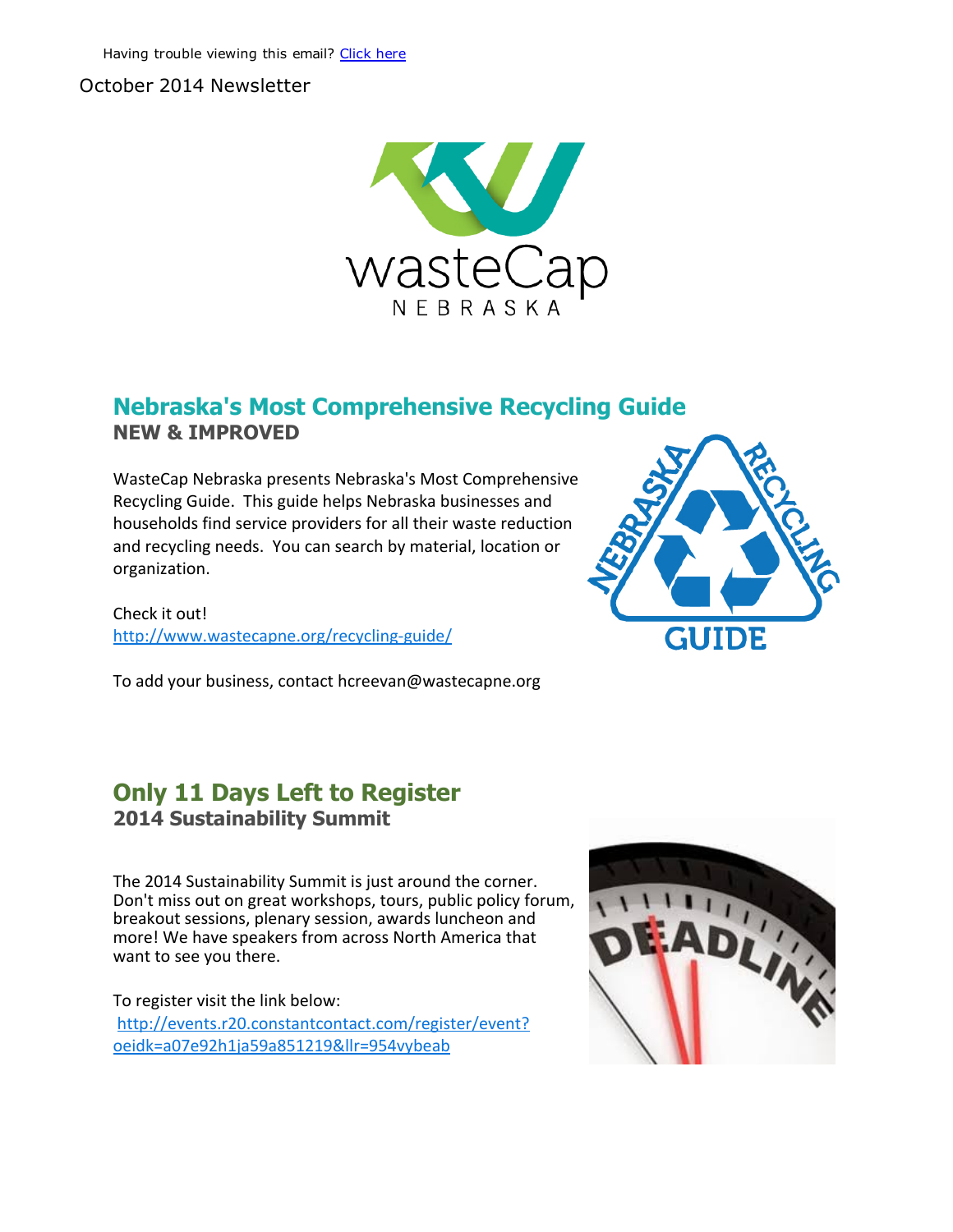Having trouble viewing this email? [Click here]()

October 2014 Newsletter

## Nebraska's Most Comprehensive Recycling Guide

**NEW & IMPROVED**

WasteCap Nebraska presents Nebraska's Most Comprehensive Recycling Guide. This guide helps Nebraska businesses and households find service providers for all their waste reduction and recycling needs. You can search by material, location or organization.

Check it out!
http://www.wastecapne.org/recycling-guide/

To add your business, contact hcreevan@wastecapne.org

## Only 11 Days Left to Register

**2014 Sustainability Summit**

The 2014 Sustainability Summit is just around the corner. Don't miss out on great workshops, tours, public policy forum, breakout sessions, plenary session, awards luncheon and more! We have speakers from across North America that want to see you there.

To register visit the link below:
http://events.r20.constantcontact.com/register/event?oeidk=a07e92h1ja59a851219&llr=954vybeab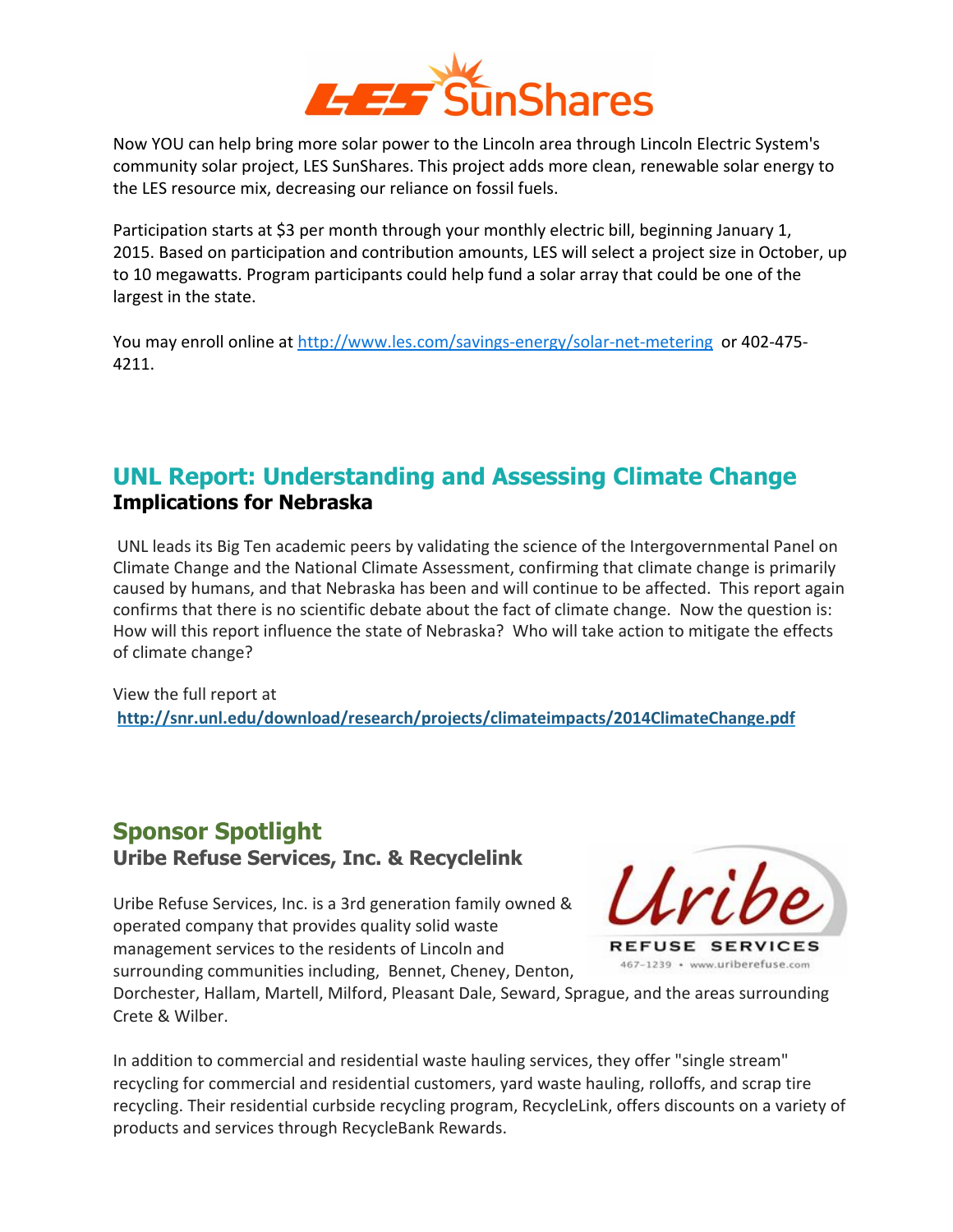Now YOU can help bring more solar power to the Lincoln area through Lincoln Electric System's community solar project, LES SunShares. This project adds more clean, renewable solar energy to the LES resource mix, decreasing our reliance on fossil fuels.

Participation starts at $3 per month through your monthly electric bill, beginning January 1, 2015. Based on participation and contribution amounts, LES will select a project size in October, up to 10 megawatts. Program participants could help fund a solar array that could be one of the largest in the state.

You may enroll online at [http://www.les.com/savings-energy/solar-net-metering](http://www.les.com/savings-energy/solar-net-metering) or 402-475-4211.

## UNL Report: Understanding and Assessing Climate Change

### Implications for Nebraska

UNL leads its Big Ten academic peers by validating the science of the Intergovernmental Panel on Climate Change and the National Climate Assessment, confirming that climate change is primarily caused by humans, and that Nebraska has been and will continue to be affected. This report again confirms that there is no scientific debate about the fact of climate change. Now the question is: How will this report influence the state of Nebraska? Who will take action to mitigate the effects of climate change?

View the full report at
**[http://snr.unl.edu/download/research/projects/climateimpacts/2014ClimateChange.pdf](http://snr.unl.edu/download/research/projects/climateimpacts/2014ClimateChange.pdf)**

## Sponsor Spotlight

### Uribe Refuse Services, Inc. & Recyclelink

Uribe Refuse Services, Inc. is a 3rd generation family owned & operated company that provides quality solid waste management services to the residents of Lincoln and surrounding communities including, Bennet, Cheney, Denton, Dorchester, Hallam, Martell, Milford, Pleasant Dale, Seward, Sprague, and the areas surrounding Crete & Wilber.

In addition to commercial and residential waste hauling services, they offer "single stream" recycling for commercial and residential customers, yard waste hauling, rolloffs, and scrap tire recycling. Their residential curbside recycling program, RecycleLink, offers discounts on a variety of products and services through RecycleBank Rewards.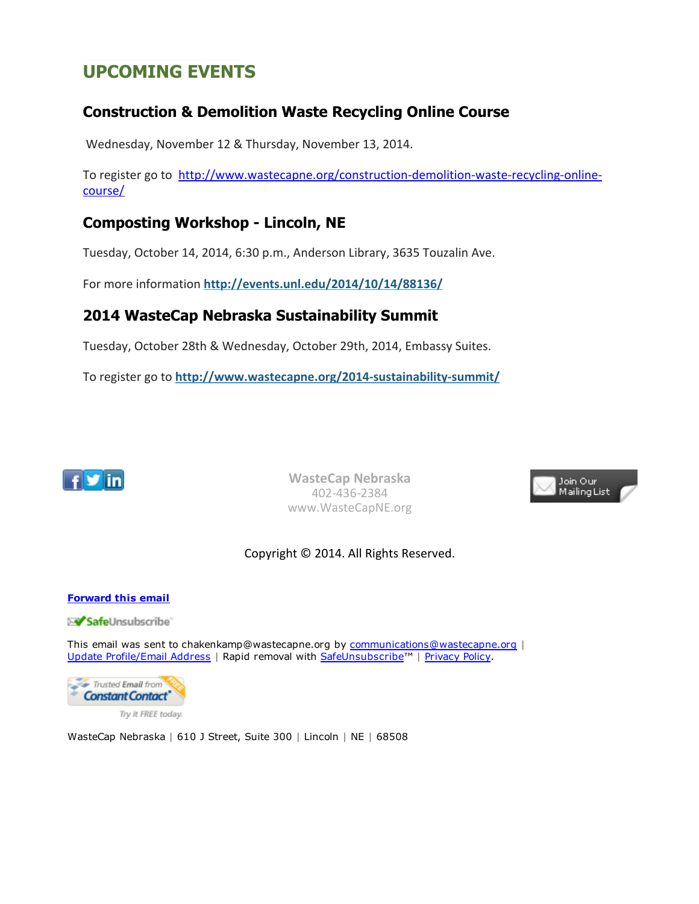## UPCOMING EVENTS

### Construction & Demolition Waste Recycling Online Course

Wednesday, November 12 & Thursday, November 13, 2014.

To register go to http://www.wastecapne.org/construction-demolition-waste-recycling-online-course/

### Composting Workshop - Lincoln, NE

Tuesday, October 14, 2014, 6:30 p.m., Anderson Library, 3635 Touzalin Ave.

For more information **http://events.unl.edu/2014/10/14/88136/**

### 2014 WasteCap Nebraska Sustainability Summit

Tuesday, October 28th & Wednesday, October 29th, 2014, Embassy Suites.

To register go to **http://www.wastecapne.org/2014-sustainability-summit/**

WasteCap Nebraska
402-436-2384
www.WasteCapNE.org

Join Our Mailing List

Copyright © 2014. All Rights Reserved.

**Forward this email**

SafeUnsubscribe

This email was sent to chakenkamp@wastecapne.org by communications@wastecapne.org | Update Profile/Email Address | Rapid removal with SafeUnsubscribe™ | Privacy Policy.

Trusted Email from Constant Contact - Try it FREE today.

WasteCap Nebraska | 610 J Street, Suite 300 | Lincoln | NE | 68508